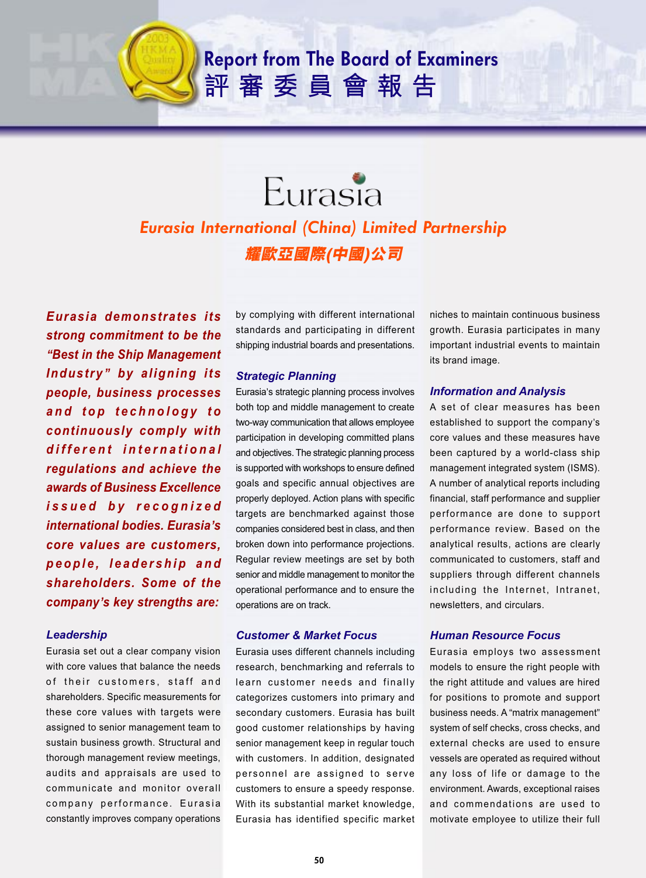# Report from The Board of Examiners
# 評審委員會報告

Eurasia

## Eurasia International (China) Limited Partnership
## 耀歐亞國際(中國)公司

***Eurasia demonstrates its strong commitment to be the "Best in the Ship Management Industry" by aligning its people, business processes and top technology to continuously comply with different international regulations and achieve the awards of Business Excellence issued by recognized international bodies. Eurasia's core values are customers, people, leadership and shareholders. Some of the company's key strengths are:***

### Leadership

Eurasia set out a clear company vision with core values that balance the needs of their customers, staff and shareholders. Specific measurements for these core values with targets were assigned to senior management team to sustain business growth. Structural and thorough management review meetings, audits and appraisals are used to communicate and monitor overall company performance. Eurasia constantly improves company operations by complying with different international standards and participating in different shipping industrial boards and presentations.

### Strategic Planning

Eurasia's strategic planning process involves both top and middle management to create two-way communication that allows employee participation in developing committed plans and objectives. The strategic planning process is supported with workshops to ensure defined goals and specific annual objectives are properly deployed. Action plans with specific targets are benchmarked against those companies considered best in class, and then broken down into performance projections. Regular review meetings are set by both senior and middle management to monitor the operational performance and to ensure the operations are on track.

### Customer & Market Focus

Eurasia uses different channels including research, benchmarking and referrals to learn customer needs and finally categorizes customers into primary and secondary customers. Eurasia has built good customer relationships by having senior management keep in regular touch with customers. In addition, designated personnel are assigned to serve customers to ensure a speedy response. With its substantial market knowledge, Eurasia has identified specific market niches to maintain continuous business growth. Eurasia participates in many important industrial events to maintain its brand image.

### Information and Analysis

A set of clear measures has been established to support the company's core values and these measures have been captured by a world-class ship management integrated system (ISMS). A number of analytical reports including financial, staff performance and supplier performance are done to support performance review. Based on the analytical results, actions are clearly communicated to customers, staff and suppliers through different channels including the Internet, Intranet, newsletters, and circulars.

### Human Resource Focus

Eurasia employs two assessment models to ensure the right people with the right attitude and values are hired for positions to promote and support business needs. A "matrix management" system of self checks, cross checks, and external checks are used to ensure vessels are operated as required without any loss of life or damage to the environment. Awards, exceptional raises and commendations are used to motivate employee to utilize their full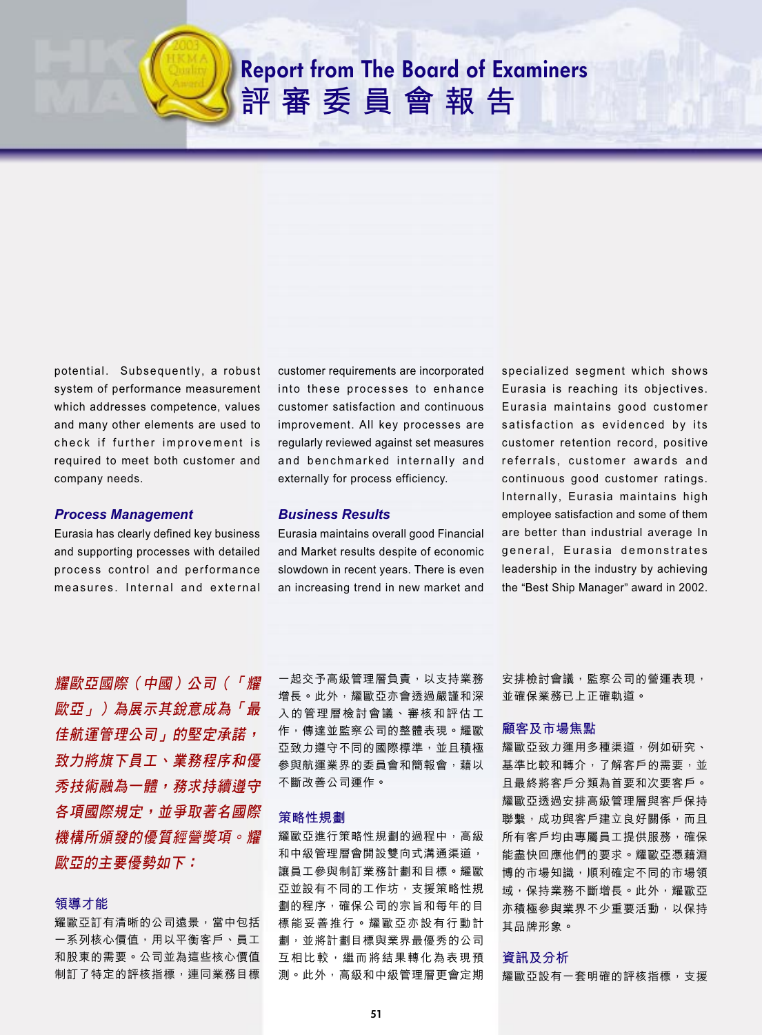# Report from The Board of Examiners
# 評審委員會報告

potential. Subsequently, a robust system of performance measurement which addresses competence, values and many other elements are used to check if further improvement is required to meet both customer and company needs.

### *Process Management*

Eurasia has clearly defined key business and supporting processes with detailed process control and performance measures. Internal and external customer requirements are incorporated into these processes to enhance customer satisfaction and continuous improvement. All key processes are regularly reviewed against set measures and benchmarked internally and externally for process efficiency.

### *Business Results*

Eurasia maintains overall good Financial and Market results despite of economic slowdown in recent years. There is even an increasing trend in new market and specialized segment which shows Eurasia is reaching its objectives. Eurasia maintains good customer satisfaction as evidenced by its customer retention record, positive referrals, customer awards and continuous good customer ratings. Internally, Eurasia maintains high employee satisfaction and some of them are better than industrial average In general, Eurasia demonstrates leadership in the industry by achieving the "Best Ship Manager" award in 2002.

***耀歐亞國際（中國）公司（「耀歐亞」）為展示其銳意成為「最佳航運管理公司」的堅定承諾，致力將旗下員工、業務程序和優秀技術融為一體，務求持續遵守各項國際規定，並爭取著名國際機構所頒發的優質經營獎項。耀歐亞的主要優勢如下：***

### 領導才能

耀歐亞訂有清晰的公司遠景，當中包括一系列核心價值，用以平衡客戶、員工和股東的需要。公司並為這些核心價值制訂了特定的評核指標，連同業務目標一起交予高級管理層負責，以支持業務增長。此外，耀歐亞亦會透過嚴謹和深入的管理層檢討會議、審核和評估工作，傳達並監察公司的整體表現。耀歐亞致力遵守不同的國際標準，並且積極參與航運業界的委員會和簡報會，藉以不斷改善公司運作。

### 策略性規劃

耀歐亞進行策略性規劃的過程中，高級和中級管理層會開設雙向式溝通渠道，讓員工參與制訂業務計劃和目標。耀歐亞並設有不同的工作坊，支援策略性規劃的程序，確保公司的宗旨和每年的目標能妥善推行。耀歐亞亦設有行動計劃，並將計劃目標與業界最優秀的公司互相比較，繼而將結果轉化為表現預測。此外，高級和中級管理層更會定期安排檢討會議，監察公司的營運表現，並確保業務已上正確軌道。

### 顧客及市場焦點

耀歐亞致力運用多種渠道，例如研究、基準比較和轉介，了解客戶的需要，並且最終將客戶分類為首要和次要客戶。耀歐亞透過安排高級管理層與客戶保持聯繫，成功與客戶建立良好關係，而且所有客戶均由專屬員工提供服務，確保能盡快回應他們的要求。耀歐亞憑藉淵博的市場知識，順利確定不同的市場領域，保持業務不斷增長。此外，耀歐亞亦積極參與業界不少重要活動，以保持其品牌形象。

### 資訊及分析

耀歐亞設有一套明確的評核指標，支援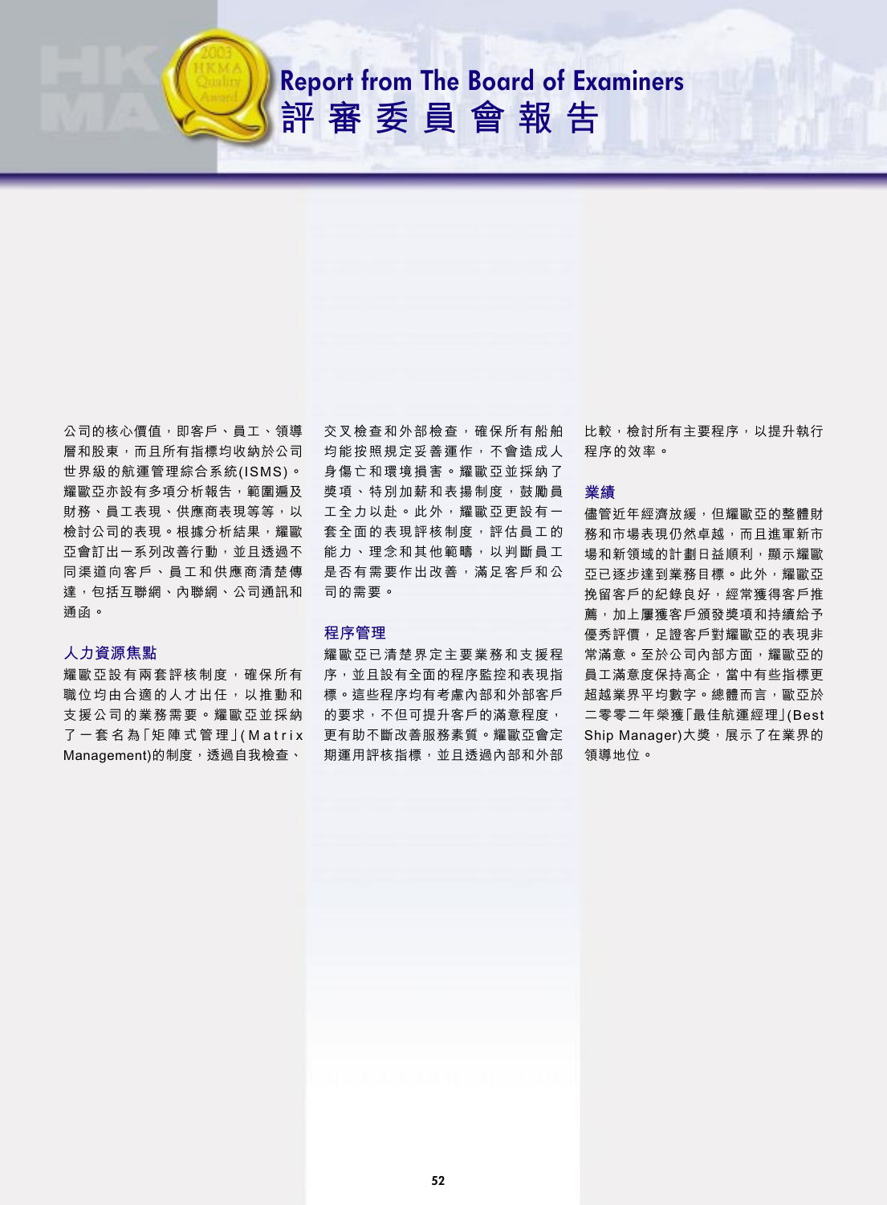# Report from The Board of Examiners
# 評審委員會報告

公司的核心價值，即客戶、員工、領導層和股東，而且所有指標均收納於公司世界級的航運管理綜合系統(ISMS)。耀歐亞亦設有多項分析報告，範圍遍及財務、員工表現、供應商表現等等，以檢討公司的表現。根據分析結果，耀歐亞會訂出一系列改善行動，並且透過不同渠道向客戶、員工和供應商清楚傳達，包括互聯網、內聯網、公司通訊和通函。

## 人力資源焦點

耀歐亞設有兩套評核制度，確保所有職位均由合適的人才出任，以推動和支援公司的業務需要。耀歐亞並採納了一套名為「矩陣式管理」(Matrix Management)的制度，透過自我檢查、交叉檢查和外部檢查，確保所有船舶均能按照規定妥善運作，不會造成人身傷亡和環境損害。耀歐亞並採納了獎項、特別加薪和表揚制度，鼓勵員工全力以赴。此外，耀歐亞更設有一套全面的表現評核制度，評估員工的能力、理念和其他範疇，以判斷員工是否有需要作出改善，滿足客戶和公司的需要。

## 程序管理

耀歐亞已清楚界定主要業務和支援程序，並且設有全面的程序監控和表現指標。這些程序均有考慮內部和外部客戶的要求，不但可提升客戶的滿意程度，更有助不斷改善服務素質。耀歐亞會定期運用評核指標，並且透過內部和外部比較，檢討所有主要程序，以提升執行程序的效率。

## 業績

儘管近年經濟放緩，但耀歐亞的整體財務和市場表現仍然卓越，而且進軍新市場和新領域的計劃日益順利，顯示耀歐亞已逐步達到業務目標。此外，耀歐亞挽留客戶的紀錄良好，經常獲得客戶推薦，加上屢獲客戶頒發獎項和持續給予優秀評價，足證客戶對耀歐亞的表現非常滿意。至於公司內部方面，耀歐亞的員工滿意度保持高企，當中有些指標更超越業界平均數字。總體而言，歐亞於二零零二年榮獲「最佳航運經理」(Best Ship Manager)大獎，展示了在業界的領導地位。